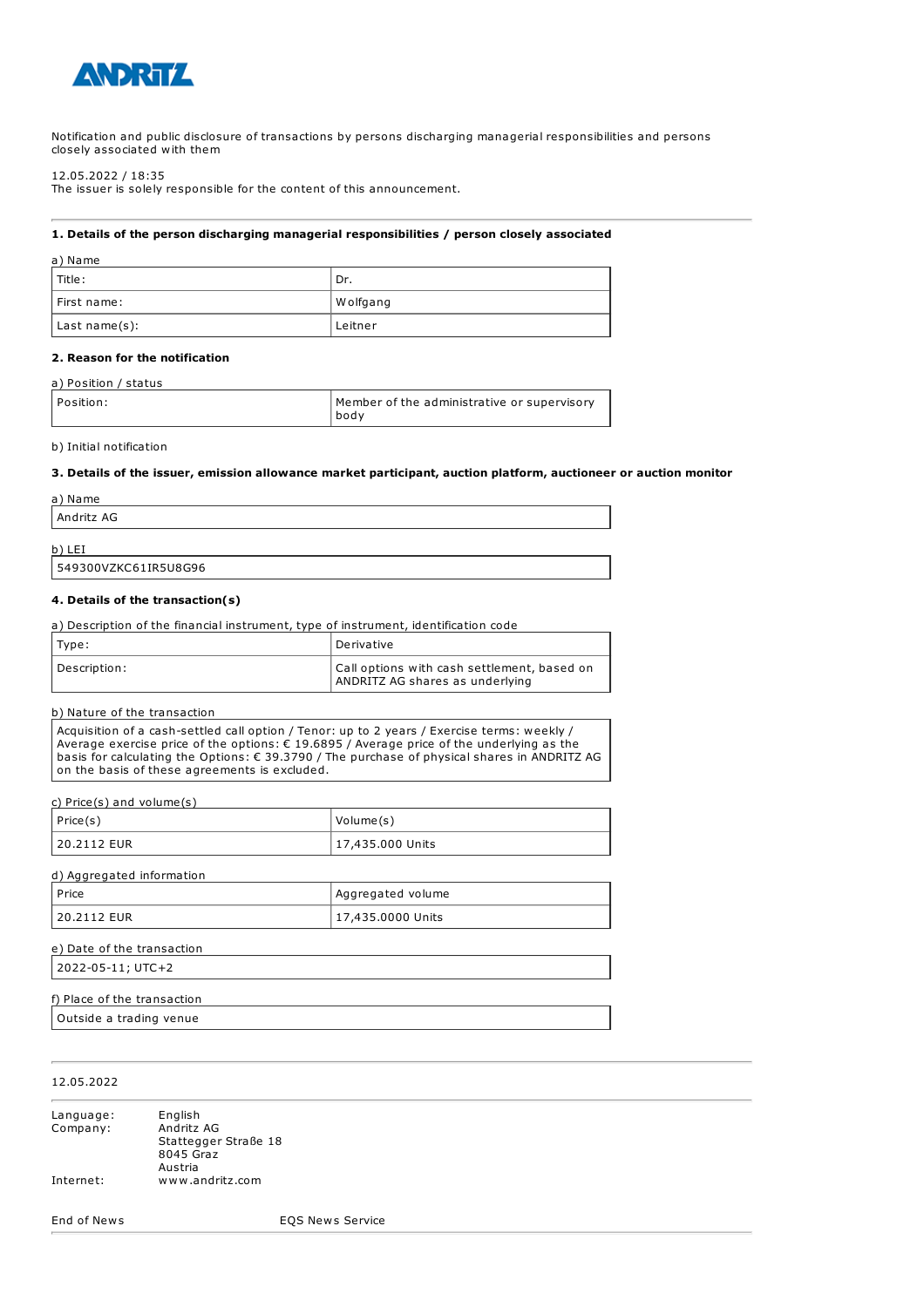ANDRITZ

Notification and public disclosure of transactions by persons discharging managerial responsibilities and persons closely associated with them

12.05.2022 / 18:35
The issuer is solely responsible for the content of this announcement.

---

**1. Details of the person discharging managerial responsibilities / person closely associated**

a) Name

| Title: | Dr. |
|---|---|
| First name: | Wolfgang |
| Last name(s): | Leitner |

**2. Reason for the notification**

a) Position / status

| Position: | Member of the administrative or supervisory body |
|---|---|

b) Initial notification

**3. Details of the issuer, emission allowance market participant, auction platform, auctioneer or auction monitor**

a) Name

| Andritz AG |
|---|

b) LEI

| 549300VZKC61IR5U8G96 |
|---|

**4. Details of the transaction(s)**

a) Description of the financial instrument, type of instrument, identification code

| Type: | Derivative |
|---|---|
| Description: | Call options with cash settlement, based on ANDRITZ AG shares as underlying |

b) Nature of the transaction

| Acquisition of a cash-settled call option / Tenor: up to 2 years / Exercise terms: weekly / Average exercise price of the options: € 19.6895 / Average price of the underlying as the basis for calculating the Options: € 39.3790 / The purchase of physical shares in ANDRITZ AG on the basis of these agreements is excluded. |
|---|

c) Price(s) and volume(s)

| Price(s) | Volume(s) |
|---|---|
| 20.2112 EUR | 17,435.000 Units |

d) Aggregated information

| Price | Aggregated volume |
|---|---|
| 20.2112 EUR | 17,435.0000 Units |

e) Date of the transaction

| 2022-05-11; UTC+2 |
|---|

f) Place of the transaction

| Outside a trading venue |
|---|

---

12.05.2022

---

| | |
|---|---|
| Language: | English |
| Company: | Andritz AG<br>Stattegger Straße 18<br>8045 Graz<br>Austria |
| Internet: | www.andritz.com |

End of News EQS News Service